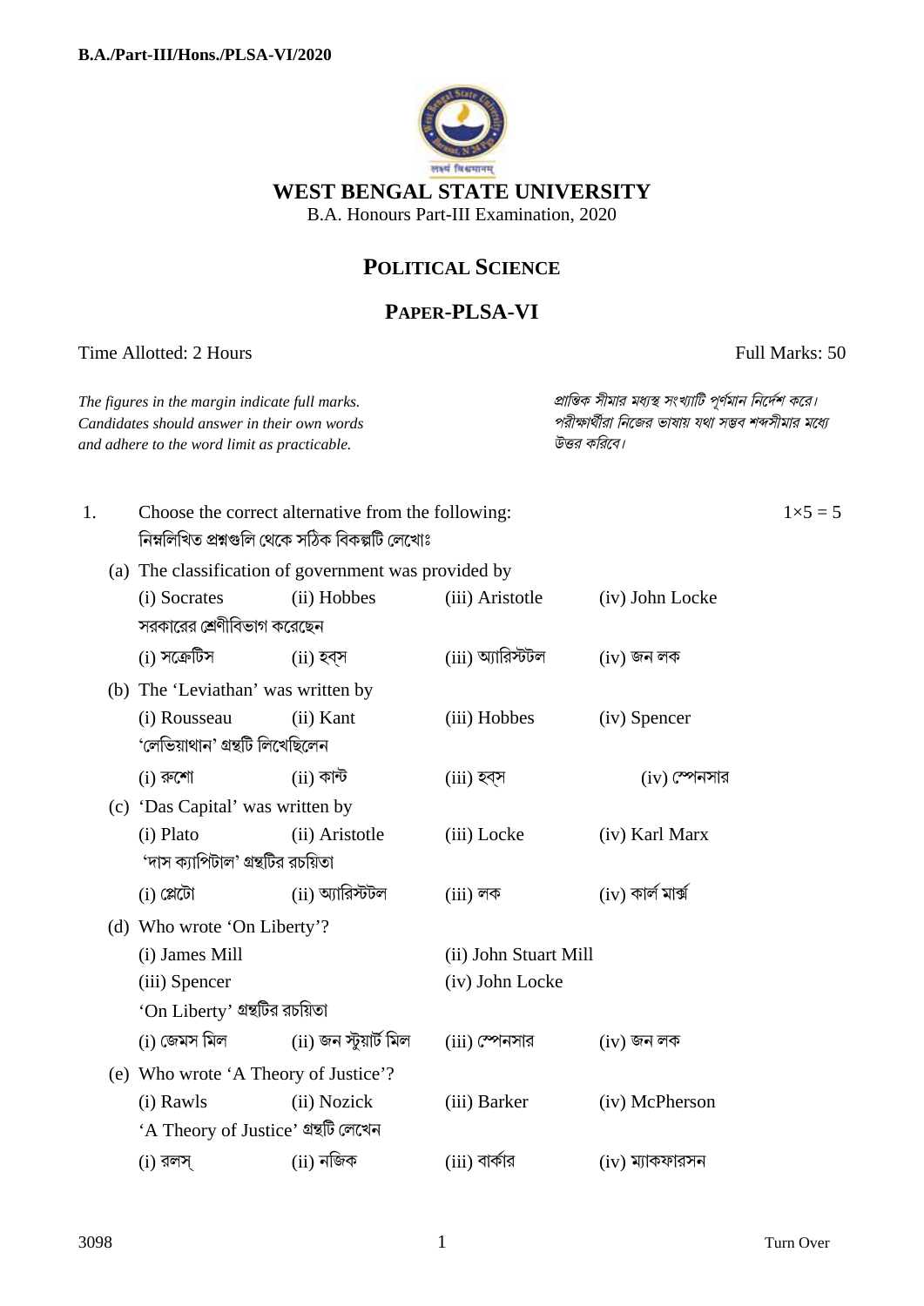# WEST BENGAL STATE UNIVERSITY

B.A. Honours Part-III Examination, 2020

## POLITICAL SCIENCE

## PAPER-PLSA-VI

Time Allotted: 2 Hours　　　　　　　　　　　　　　　　　　　　　　　　　Full Marks: 50

*The figures in the margin indicate full marks. Candidates should answer in their own words and adhere to the word limit as practicable.*

*প্রান্তিক সীমার মধ্যস্থ সংখ্যাটি পূর্ণমান নির্দেশ করে। পরীক্ষার্থীরা নিজের ভাষায় যথা সম্ভব শব্দসীমার মধ্যে উত্তর করিবে।*

1. Choose the correct alternative from the following:　　　　　　　　　　　　$1\times5 = 5$

   নিম্নলিখিত প্রশ্নগুলি থেকে সঠিক বিকল্পটি লেখোঃ

   (a) The classification of government was provided by

   (i) Socrates　(ii) Hobbes　(iii) Aristotle　(iv) John Locke

   সরকারের শ্রেণীবিভাগ করেছেন

   (i) সক্রেটিস　(ii) হব্‌স　(iii) অ্যারিস্টটল　(iv) জন লক

   (b) The 'Leviathan' was written by

   (i) Rousseau　(ii) Kant　(iii) Hobbes　(iv) Spencer

   'লেভিয়াথান' গ্রন্থটি লিখেছিলেন

   (i) রুশো　(ii) কান্ট　(iii) হব্‌স　(iv) স্পেনসার

   (c) 'Das Capital' was written by

   (i) Plato　(ii) Aristotle　(iii) Locke　(iv) Karl Marx

   'দাস ক্যাপিটাল' গ্রন্থটির রচয়িতা

   (i) প্লেটো　(ii) অ্যারিস্টটল　(iii) লক　(iv) কার্ল মার্ক্স

   (d) Who wrote 'On Liberty'?

   (i) James Mill　(ii) John Stuart Mill
   (iii) Spencer　(iv) John Locke

   'On Liberty' গ্রন্থটির রচয়িতা

   (i) জেমস মিল　(ii) জন স্টুয়ার্ট মিল　(iii) স্পেনসার　(iv) জন লক

   (e) Who wrote 'A Theory of Justice'?

   (i) Rawls　(ii) Nozick　(iii) Barker　(iv) McPherson

   'A Theory of Justice' গ্রন্থটি লেখেন

   (i) রলস্　(ii) নজিক　(iii) বার্কার　(iv) ম্যাকফারসন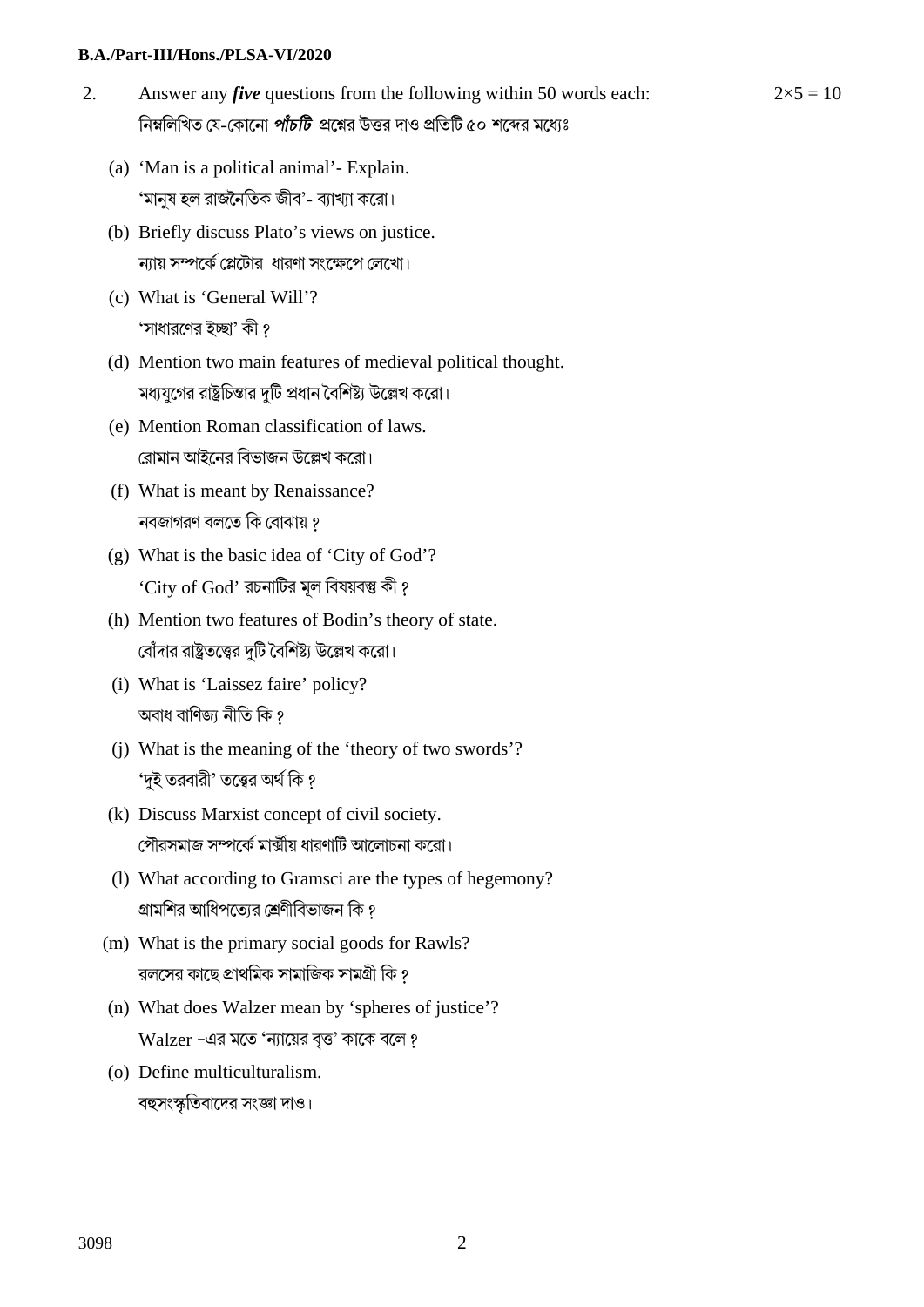2. Answer any ***five*** questions from the following within 50 words each: $2\times5 = 10$

নিম্নলিখিত যে-কোনো ***পাঁচটি*** প্রশ্নের উত্তর দাও প্রতিটি ৫০ শব্দের মধ্যেঃ

(a) 'Man is a political animal'- Explain.
'মানুষ হল রাজনৈতিক জীব'- ব্যাখ্যা করো।

(b) Briefly discuss Plato's views on justice.
ন্যায় সম্পর্কে প্লেটোর ধারণা সংক্ষেপে লেখো।

(c) What is 'General Will'?
'সাধারণের ইচ্ছা' কী ?

(d) Mention two main features of medieval political thought.
মধ্যযুগের রাষ্ট্রচিন্তার দুটি প্রধান বৈশিষ্ট্য উল্লেখ করো।

(e) Mention Roman classification of laws.
রোমান আইনের বিভাজন উল্লেখ করো।

(f) What is meant by Renaissance?
নবজাগরণ বলতে কি বোঝায় ?

(g) What is the basic idea of 'City of God'?
'City of God' রচনাটির মূল বিষয়বস্তু কী ?

(h) Mention two features of Bodin's theory of state.
বোঁদার রাষ্ট্রতত্ত্বের দুটি বৈশিষ্ট্য উল্লেখ করো।

(i) What is 'Laissez faire' policy?
অবাধ বাণিজ্য নীতি কি ?

(j) What is the meaning of the 'theory of two swords'?
'দুই তরবারী' তত্ত্বের অর্থ কি ?

(k) Discuss Marxist concept of civil society.
পৌরসমাজ সম্পর্কে মার্ক্সীয় ধারণাটি আলোচনা করো।

(l) What according to Gramsci are the types of hegemony?
গ্রামশির আধিপত্যের শ্রেণীবিভাজন কি ?

(m) What is the primary social goods for Rawls?
রলসের কাছে প্রাথমিক সামাজিক সামগ্রী কি ?

(n) What does Walzer mean by 'spheres of justice'?
Walzer –এর মতে 'ন্যায়ের বৃত্ত' কাকে বলে ?

(o) Define multiculturalism.
বহুসংস্কৃতিবাদের সংজ্ঞা দাও।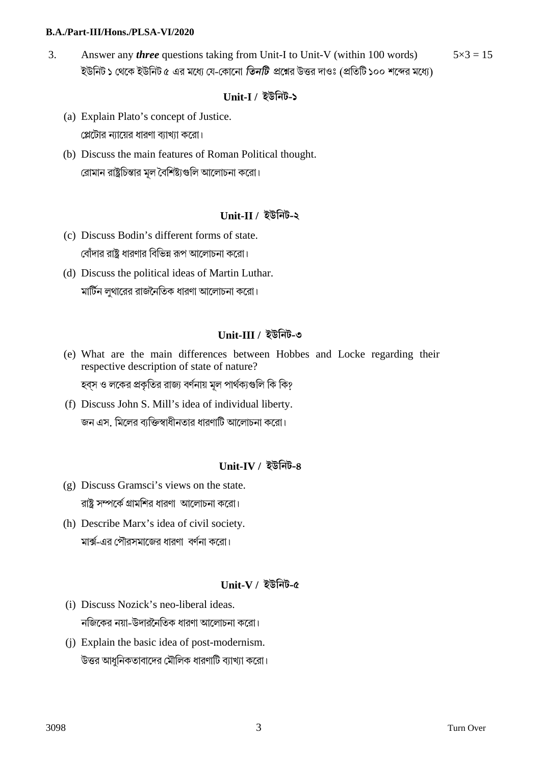3. Answer any ***three*** questions taking from Unit-I to Unit-V (within 100 words) $5\times3 = 15$

ইউনিট ১ থেকে ইউনিট ৫ এর মধ্যে যে-কোনো ***তিনটি*** প্রশ্নের উত্তর দাওঃ (প্রতিটি ১০০ শব্দের মধ্যে)

## Unit-I / ইউনিট-১

(a) Explain Plato's concept of Justice.

প্লেটোর ন্যায়ের ধারণা ব্যাখ্যা করো।

(b) Discuss the main features of Roman Political thought.

রোমান রাষ্ট্রচিন্তার মূল বৈশিষ্ট্যগুলি আলোচনা করো।

## Unit-II / ইউনিট-২

(c) Discuss Bodin's different forms of state.

বোঁদার রাষ্ট্র ধারণার বিভিন্ন রূপ আলোচনা করো।

(d) Discuss the political ideas of Martin Luthar.

মার্টিন লুথারের রাজনৈতিক ধারণা আলোচনা করো।

## Unit-III / ইউনিট-৩

(e) What are the main differences between Hobbes and Locke regarding their respective description of state of nature?

হব্‌স ও লকের প্রকৃতির রাজ্য বর্ণনায় মূল পার্থক্যগুলি কি কি?

(f) Discuss John S. Mill's idea of individual liberty.

জন এস. মিলের ব্যক্তিস্বাধীনতার ধারণাটি আলোচনা করো।

## Unit-IV / ইউনিট-৪

(g) Discuss Gramsci's views on the state.

রাষ্ট্র সম্পর্কে গ্রামশির ধারণা আলোচনা করো।

(h) Describe Marx's idea of civil society.

মার্ক্স-এর পৌরসমাজের ধারণা বর্ণনা করো।

## Unit-V / ইউনিট-৫

(i) Discuss Nozick's neo-liberal ideas.

নজিকের নয়া-উদারনৈতিক ধারণা আলোচনা করো।

(j) Explain the basic idea of post-modernism.

উত্তর আধুনিকতাবাদের মৌলিক ধারণাটি ব্যাখ্যা করো।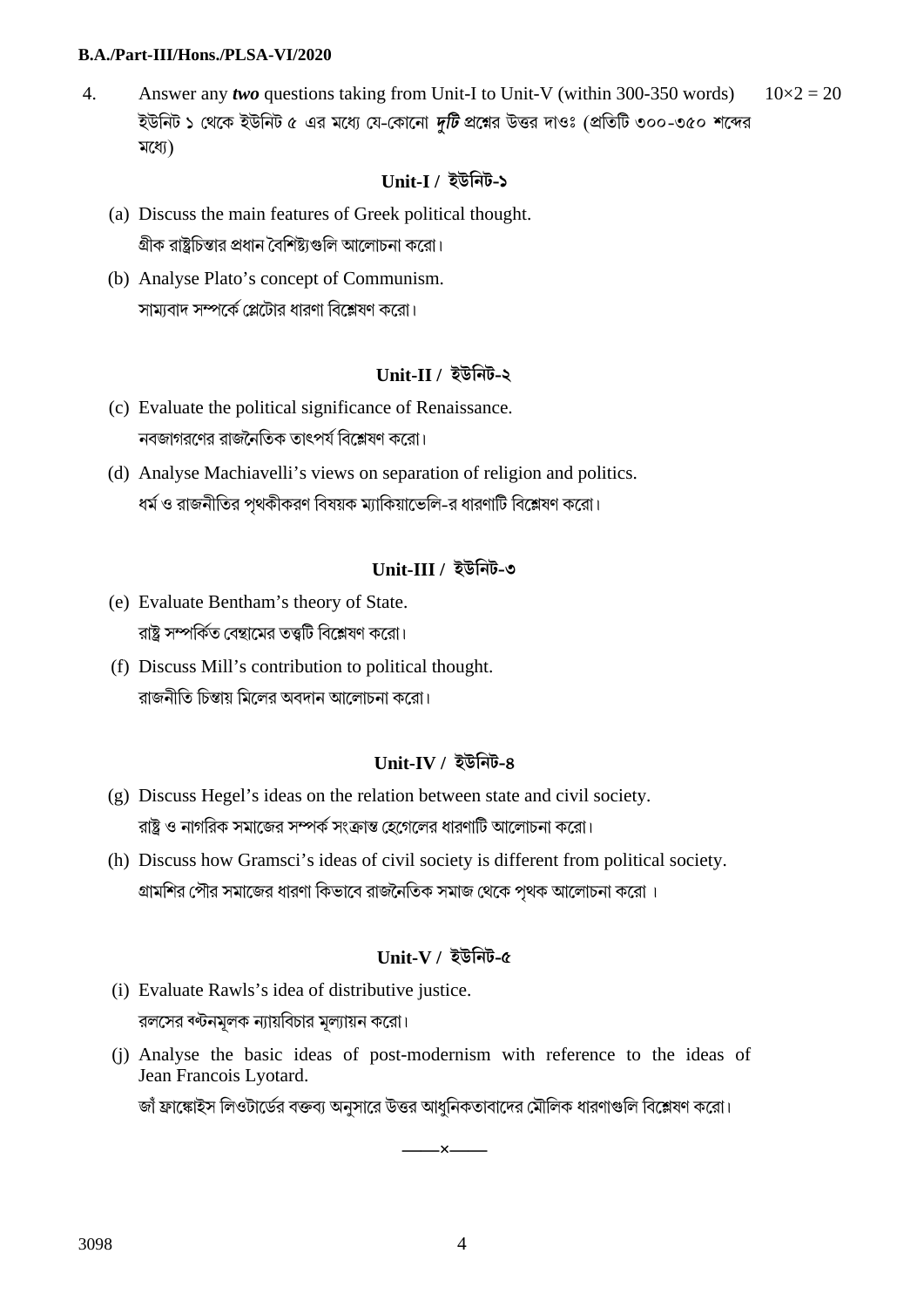4. Answer any ***two*** questions taking from Unit-I to Unit-V (within 300-350 words) $10 \times 2 = 20$

ইউনিট ১ থেকে ইউনিট ৫ এর মধ্যে যে-কোনো ***দুটি*** প্রশ্নের উত্তর দাওঃ (প্রতিটি ৩০০-৩৫০ শব্দের মধ্যে)

### Unit-I / ইউনিট-১

(a) Discuss the main features of Greek political thought.
গ্রীক রাষ্ট্রচিন্তার প্রধান বৈশিষ্ট্যগুলি আলোচনা করো।

(b) Analyse Plato's concept of Communism.
সাম্যবাদ সম্পর্কে প্লেটোর ধারণা বিশ্লেষণ করো।

### Unit-II / ইউনিট-২

(c) Evaluate the political significance of Renaissance.
নবজাগরণের রাজনৈতিক তাৎপর্য বিশ্লেষণ করো।

(d) Analyse Machiavelli's views on separation of religion and politics.
ধর্ম ও রাজনীতির পৃথকীকরণ বিষয়ক ম্যাকিয়াভেলি-র ধারণাটি বিশ্লেষণ করো।

### Unit-III / ইউনিট-৩

(e) Evaluate Bentham's theory of State.
রাষ্ট্র সম্পর্কিত বেন্থামের তত্ত্বটি বিশ্লেষণ করো।

(f) Discuss Mill's contribution to political thought.
রাজনীতি চিন্তায় মিলের অবদান আলোচনা করো।

### Unit-IV / ইউনিট-৪

(g) Discuss Hegel's ideas on the relation between state and civil society.
রাষ্ট্র ও নাগরিক সমাজের সম্পর্ক সংক্রান্ত হেগেলের ধারণাটি আলোচনা করো।

(h) Discuss how Gramsci's ideas of civil society is different from political society.
গ্রামশির পৌর সমাজের ধারণা কিভাবে রাজনৈতিক সমাজ থেকে পৃথক আলোচনা করো ।

### Unit-V / ইউনিট-৫

(i) Evaluate Rawls's idea of distributive justice.
রলসের বণ্টনমূলক ন্যায়বিচার মূল্যায়ন করো।

(j) Analyse the basic ideas of post-modernism with reference to the ideas of Jean Francois Lyotard.
জাঁ ফ্রাঙ্কোইস লিওটার্ডের বক্তব্য অনুসারে উত্তর আধুনিকতাবাদের মৌলিক ধারণাগুলি বিশ্লেষণ করো।

——×——